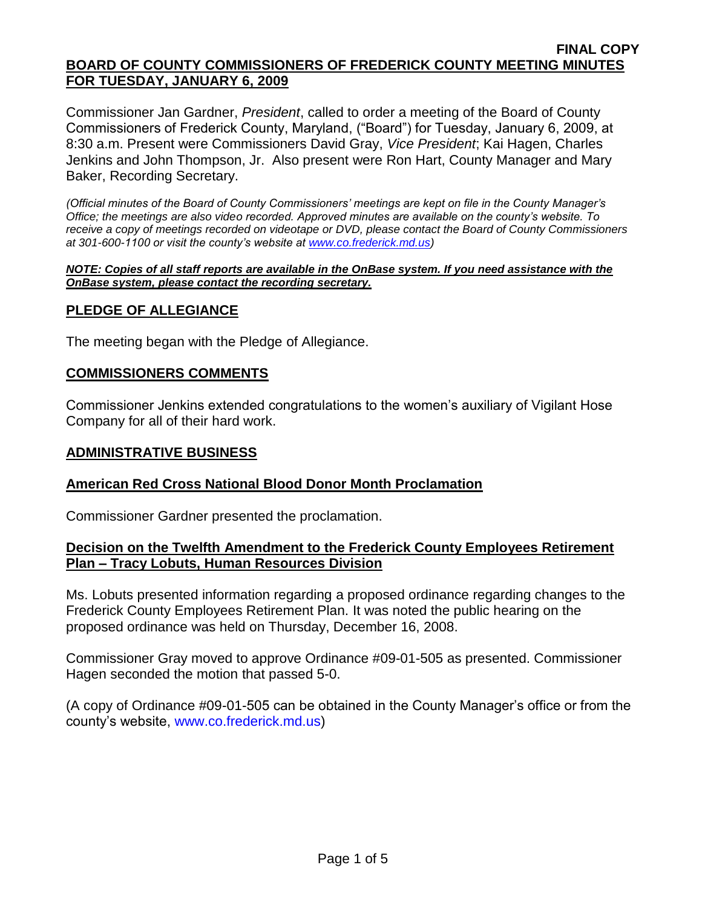**FINAL COPY**

# BOARD OF COUNTY COMMISSIONERS OF FREDERICK COUNTY MEETING MINUTES FOR TUESDAY, JANUARY 6, 2009

Commissioner Jan Gardner, *President*, called to order a meeting of the Board of County Commissioners of Frederick County, Maryland, ("Board") for Tuesday, January 6, 2009, at 8:30 a.m. Present were Commissioners David Gray, *Vice President*; Kai Hagen, Charles Jenkins and John Thompson, Jr. Also present were Ron Hart, County Manager and Mary Baker, Recording Secretary.

*(Official minutes of the Board of County Commissioners' meetings are kept on file in the County Manager's Office; the meetings are also video recorded. Approved minutes are available on the county's website. To receive a copy of meetings recorded on videotape or DVD, please contact the Board of County Commissioners at 301-600-1100 or visit the county's website at www.co.frederick.md.us)*

***NOTE: Copies of all staff reports are available in the OnBase system. If you need assistance with the OnBase system, please contact the recording secretary.***

## PLEDGE OF ALLEGIANCE

The meeting began with the Pledge of Allegiance.

## COMMISSIONERS COMMENTS

Commissioner Jenkins extended congratulations to the women's auxiliary of Vigilant Hose Company for all of their hard work.

## ADMINISTRATIVE BUSINESS

### American Red Cross National Blood Donor Month Proclamation

Commissioner Gardner presented the proclamation.

### Decision on the Twelfth Amendment to the Frederick County Employees Retirement Plan – Tracy Lobuts, Human Resources Division

Ms. Lobuts presented information regarding a proposed ordinance regarding changes to the Frederick County Employees Retirement Plan. It was noted the public hearing on the proposed ordinance was held on Thursday, December 16, 2008.

Commissioner Gray moved to approve Ordinance #09-01-505 as presented. Commissioner Hagen seconded the motion that passed 5-0.

(A copy of Ordinance #09-01-505 can be obtained in the County Manager's office or from the county's website, www.co.frederick.md.us)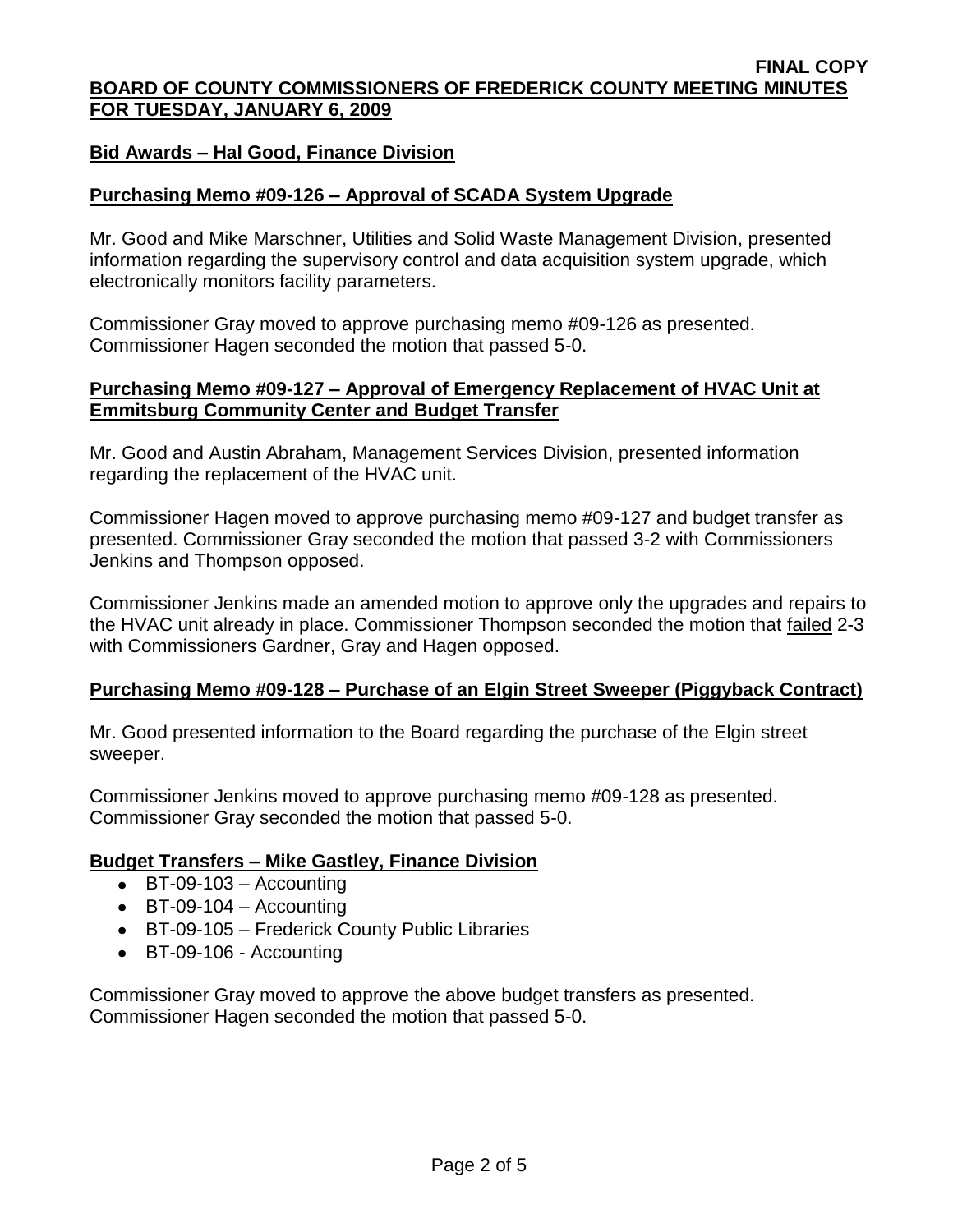## Bid Awards – Hal Good, Finance Division

### Purchasing Memo #09-126 – Approval of SCADA System Upgrade

Mr. Good and Mike Marschner, Utilities and Solid Waste Management Division, presented information regarding the supervisory control and data acquisition system upgrade, which electronically monitors facility parameters.

Commissioner Gray moved to approve purchasing memo #09-126 as presented. Commissioner Hagen seconded the motion that passed 5-0.

### Purchasing Memo #09-127 – Approval of Emergency Replacement of HVAC Unit at Emmitsburg Community Center and Budget Transfer

Mr. Good and Austin Abraham, Management Services Division, presented information regarding the replacement of the HVAC unit.

Commissioner Hagen moved to approve purchasing memo #09-127 and budget transfer as presented. Commissioner Gray seconded the motion that passed 3-2 with Commissioners Jenkins and Thompson opposed.

Commissioner Jenkins made an amended motion to approve only the upgrades and repairs to the HVAC unit already in place. Commissioner Thompson seconded the motion that failed 2-3 with Commissioners Gardner, Gray and Hagen opposed.

### Purchasing Memo #09-128 – Purchase of an Elgin Street Sweeper (Piggyback Contract)

Mr. Good presented information to the Board regarding the purchase of the Elgin street sweeper.

Commissioner Jenkins moved to approve purchasing memo #09-128 as presented. Commissioner Gray seconded the motion that passed 5-0.

## Budget Transfers – Mike Gastley, Finance Division

- BT-09-103 – Accounting
- BT-09-104 – Accounting
- BT-09-105 – Frederick County Public Libraries
- BT-09-106 - Accounting

Commissioner Gray moved to approve the above budget transfers as presented. Commissioner Hagen seconded the motion that passed 5-0.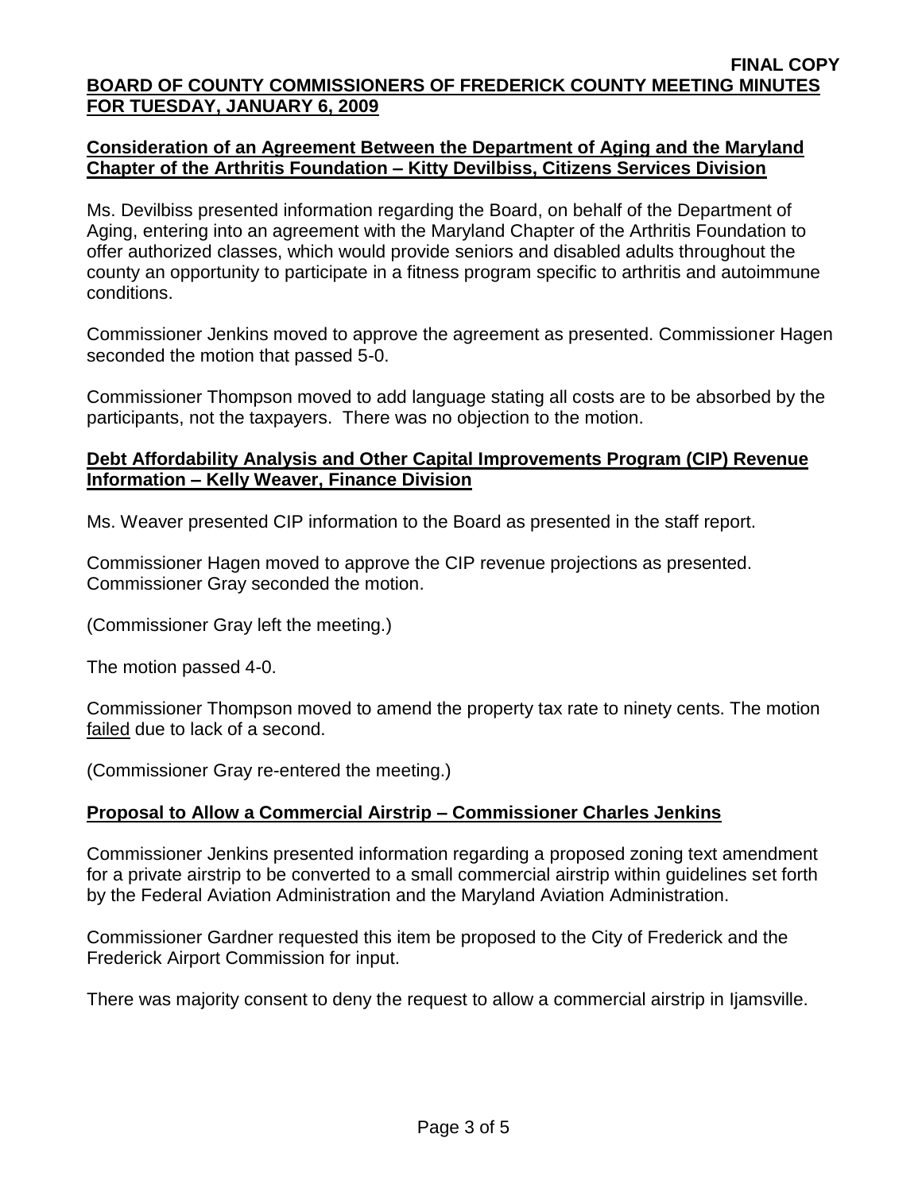**FINAL COPY**

**BOARD OF COUNTY COMMISSIONERS OF FREDERICK COUNTY MEETING MINUTES FOR TUESDAY, JANUARY 6, 2009**

**Consideration of an Agreement Between the Department of Aging and the Maryland Chapter of the Arthritis Foundation – Kitty Devilbiss, Citizens Services Division**

Ms. Devilbiss presented information regarding the Board, on behalf of the Department of Aging, entering into an agreement with the Maryland Chapter of the Arthritis Foundation to offer authorized classes, which would provide seniors and disabled adults throughout the county an opportunity to participate in a fitness program specific to arthritis and autoimmune conditions.

Commissioner Jenkins moved to approve the agreement as presented. Commissioner Hagen seconded the motion that passed 5-0.

Commissioner Thompson moved to add language stating all costs are to be absorbed by the participants, not the taxpayers. There was no objection to the motion.

**Debt Affordability Analysis and Other Capital Improvements Program (CIP) Revenue Information – Kelly Weaver, Finance Division**

Ms. Weaver presented CIP information to the Board as presented in the staff report.

Commissioner Hagen moved to approve the CIP revenue projections as presented. Commissioner Gray seconded the motion.

(Commissioner Gray left the meeting.)

The motion passed 4-0.

Commissioner Thompson moved to amend the property tax rate to ninety cents. The motion failed due to lack of a second.

(Commissioner Gray re-entered the meeting.)

**Proposal to Allow a Commercial Airstrip – Commissioner Charles Jenkins**

Commissioner Jenkins presented information regarding a proposed zoning text amendment for a private airstrip to be converted to a small commercial airstrip within guidelines set forth by the Federal Aviation Administration and the Maryland Aviation Administration.

Commissioner Gardner requested this item be proposed to the City of Frederick and the Frederick Airport Commission for input.

There was majority consent to deny the request to allow a commercial airstrip in Ijamsville.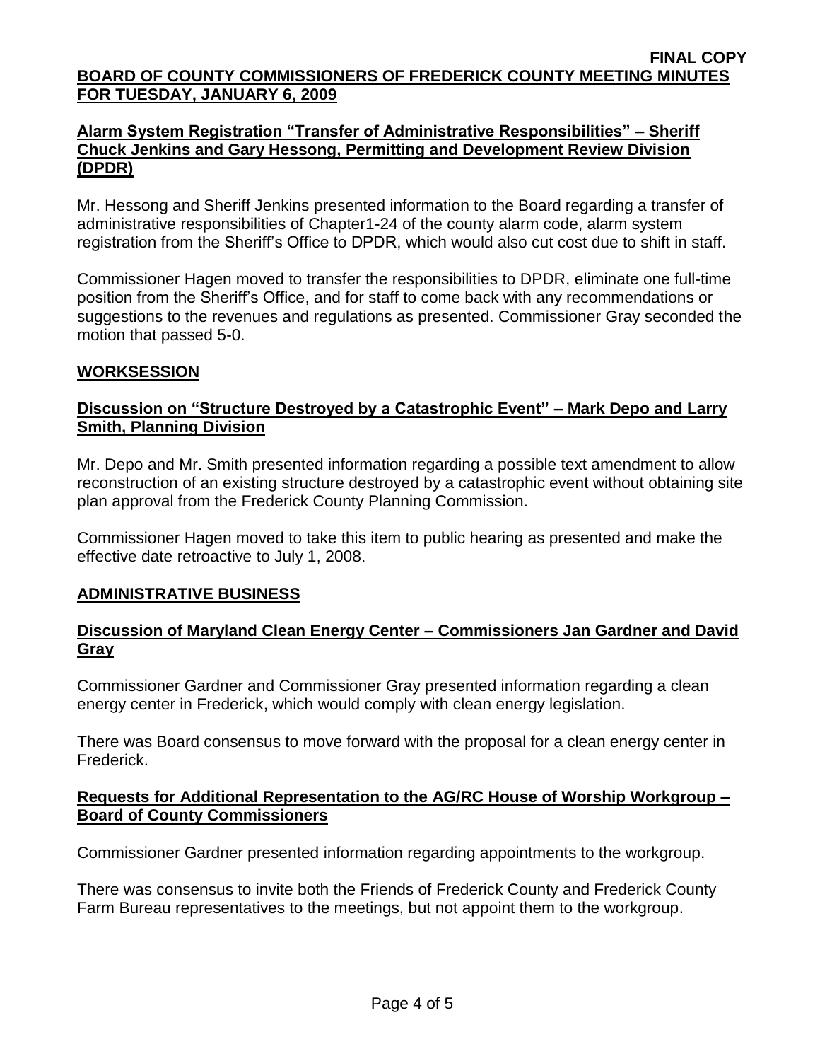**Alarm System Registration "Transfer of Administrative Responsibilities" – Sheriff Chuck Jenkins and Gary Hessong, Permitting and Development Review Division (DPDR)**

Mr. Hessong and Sheriff Jenkins presented information to the Board regarding a transfer of administrative responsibilities of Chapter1-24 of the county alarm code, alarm system registration from the Sheriff's Office to DPDR, which would also cut cost due to shift in staff.

Commissioner Hagen moved to transfer the responsibilities to DPDR, eliminate one full-time position from the Sheriff's Office, and for staff to come back with any recommendations or suggestions to the revenues and regulations as presented. Commissioner Gray seconded the motion that passed 5-0.

## WORKSESSION

**Discussion on "Structure Destroyed by a Catastrophic Event" – Mark Depo and Larry Smith, Planning Division**

Mr. Depo and Mr. Smith presented information regarding a possible text amendment to allow reconstruction of an existing structure destroyed by a catastrophic event without obtaining site plan approval from the Frederick County Planning Commission.

Commissioner Hagen moved to take this item to public hearing as presented and make the effective date retroactive to July 1, 2008.

## ADMINISTRATIVE BUSINESS

**Discussion of Maryland Clean Energy Center – Commissioners Jan Gardner and David Gray**

Commissioner Gardner and Commissioner Gray presented information regarding a clean energy center in Frederick, which would comply with clean energy legislation.

There was Board consensus to move forward with the proposal for a clean energy center in Frederick.

**Requests for Additional Representation to the AG/RC House of Worship Workgroup – Board of County Commissioners**

Commissioner Gardner presented information regarding appointments to the workgroup.

There was consensus to invite both the Friends of Frederick County and Frederick County Farm Bureau representatives to the meetings, but not appoint them to the workgroup.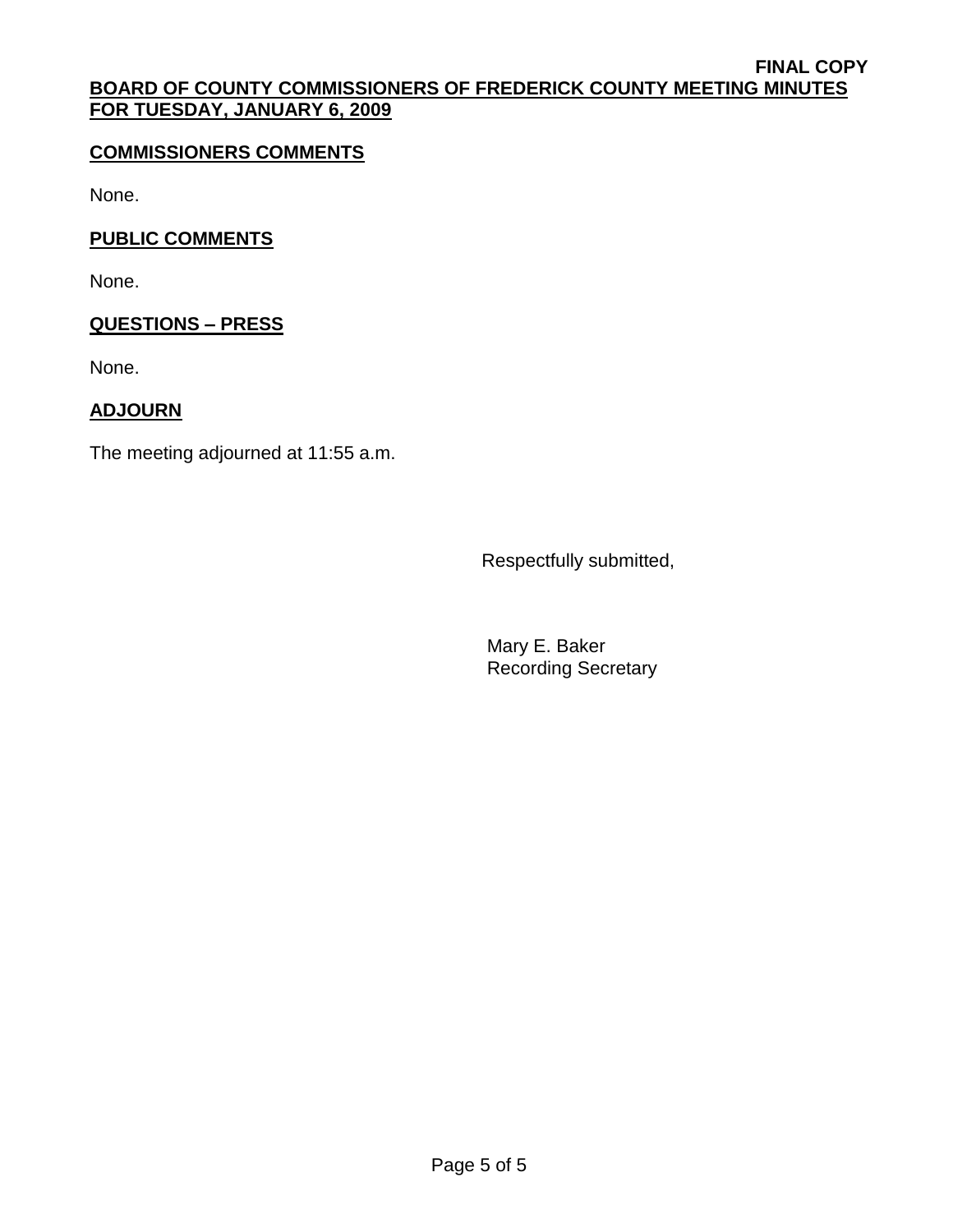## COMMISSIONERS COMMENTS

None.

## PUBLIC COMMENTS

None.

## QUESTIONS – PRESS

None.

## ADJOURN

The meeting adjourned at 11:55 a.m.

Respectfully submitted,

Mary E. Baker
Recording Secretary